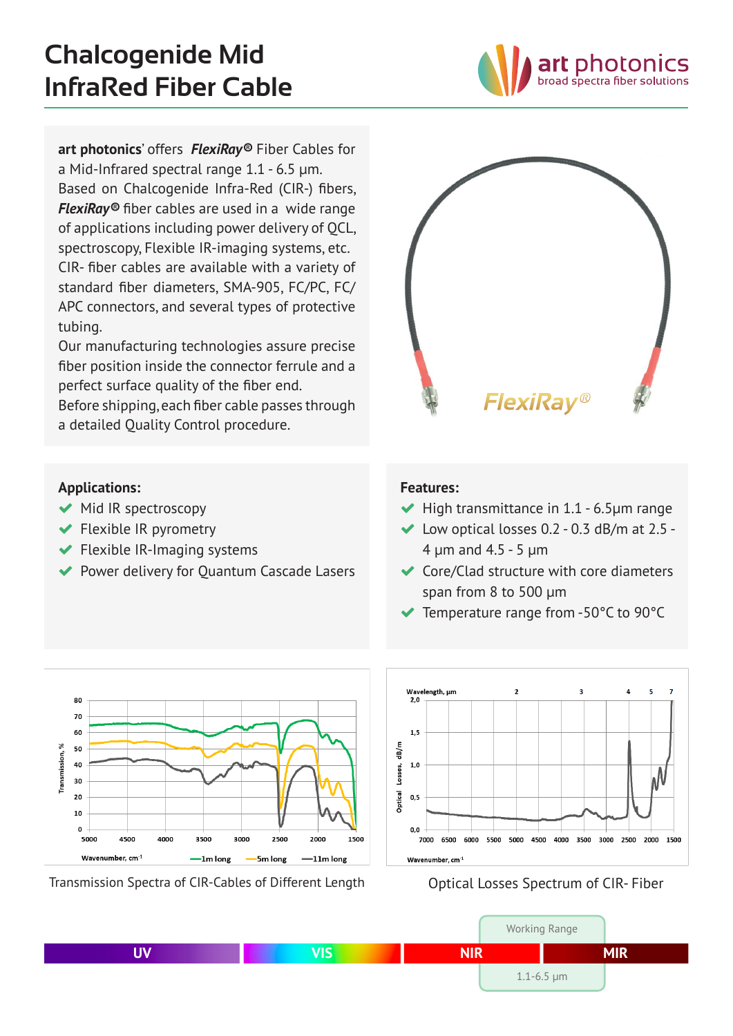# Chalcogenide Mid InfraRed Fiber Cable

**art photonics**' offers ***FlexiRay®*** Fiber Cables for a Mid-Infrared spectral range 1.1 - 6.5 µm.
Based on Chalcogenide Infra-Red (CIR-) fibers, ***FlexiRay®*** fiber cables are used in a wide range of applications including power delivery of QCL, spectroscopy, Flexible IR-imaging systems, etc.
CIR- fiber cables are available with a variety of standard fiber diameters, SMA-905, FC/PC, FC/APC connectors, and several types of protective tubing.
Our manufacturing technologies assure precise fiber position inside the connector ferrule and a perfect surface quality of the fiber end.
Before shipping, each fiber cable passes through a detailed Quality Control procedure.

## Applications:

- Mid IR spectroscopy
- Flexible IR pyrometry
- Flexible IR-Imaging systems
- Power delivery for Quantum Cascade Lasers

## Features:

- High transmittance in 1.1 - 6.5µm range
- Low optical losses 0.2 - 0.3 dB/m at 2.5 - 4 µm and 4.5 - 5 µm
- Core/Clad structure with core diameters span from 8 to 500 µm
- Temperature range from -50°C to 90°C

Transmission Spectra of CIR-Cables of Different Length

Optical Losses Spectrum of CIR- Fiber

Working Range: 1.1-6.5 µm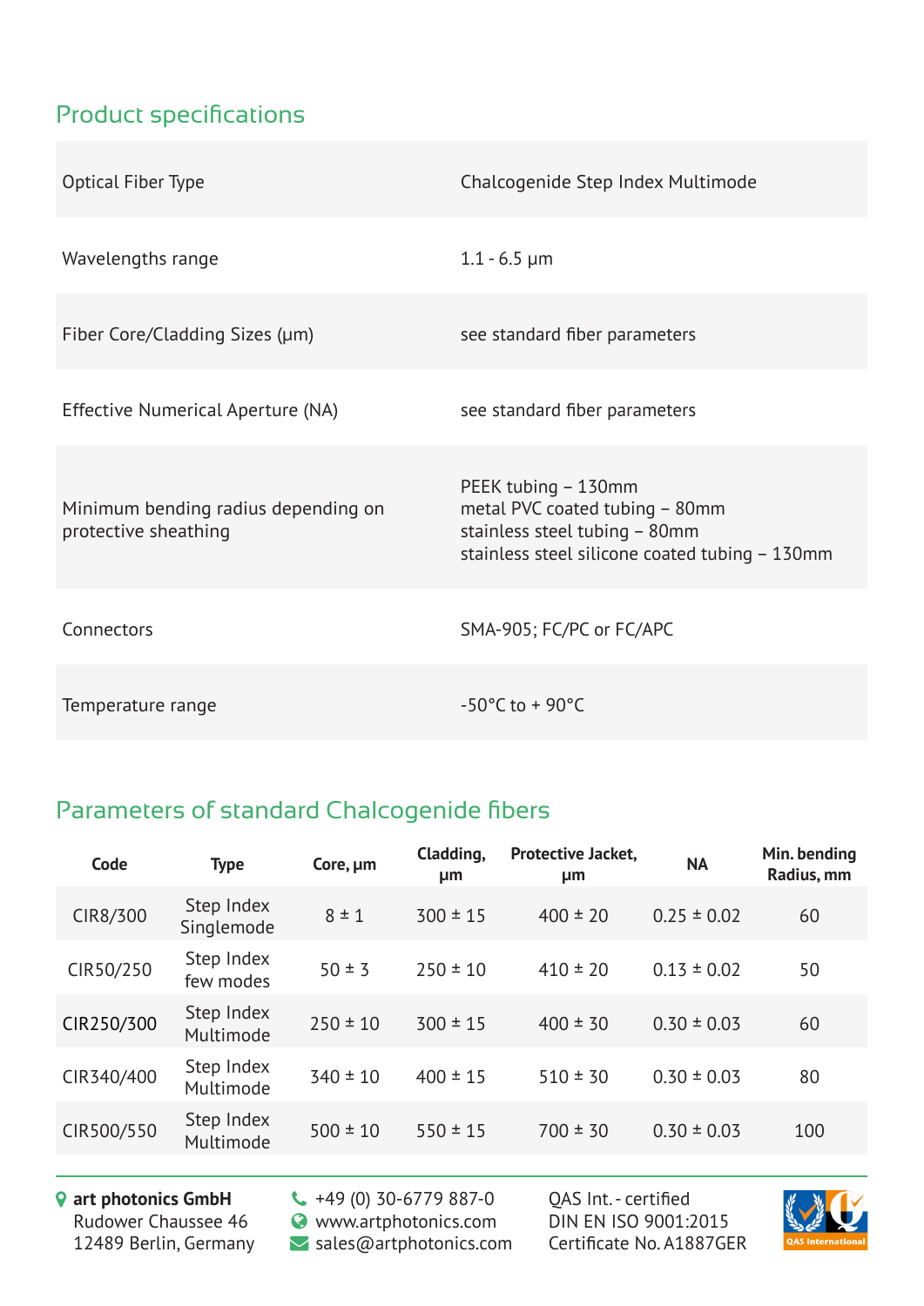## Product specifications

| | |
|---|---|
| Optical Fiber Type | Chalcogenide Step Index Multimode |
| Wavelengths range | 1.1 - 6.5 µm |
| Fiber Core/Cladding Sizes (µm) | see standard fiber parameters |
| Effective Numerical Aperture (NA) | see standard fiber parameters |
| Minimum bending radius depending on protective sheathing | PEEK tubing – 130mm<br>metal PVC coated tubing – 80mm<br>stainless steel tubing – 80mm<br>stainless steel silicone coated tubing – 130mm |
| Connectors | SMA-905; FC/PC or FC/APC |
| Temperature range | -50°C to + 90°C |

## Parameters of standard Chalcogenide fibers

| Code | Type | Core, µm | Cladding, µm | Protective Jacket, µm | NA | Min. bending Radius, mm |
|---|---|---|---|---|---|---|
| CIR8/300 | Step Index Singlemode | 8 ± 1 | 300 ± 15 | 400 ± 20 | 0.25 ± 0.02 | 60 |
| CIR50/250 | Step Index few modes | 50 ± 3 | 250 ± 10 | 410 ± 20 | 0.13 ± 0.02 | 50 |
| CIR250/300 | Step Index Multimode | 250 ± 10 | 300 ± 15 | 400 ± 30 | 0.30 ± 0.03 | 60 |
| CIR340/400 | Step Index Multimode | 340 ± 10 | 400 ± 15 | 510 ± 30 | 0.30 ± 0.03 | 80 |
| CIR500/550 | Step Index Multimode | 500 ± 10 | 550 ± 15 | 700 ± 30 | 0.30 ± 0.03 | 100 |

**art photonics GmbH**
Rudower Chaussee 46
12489 Berlin, Germany

+49 (0) 30-6779 887-0
www.artphotonics.com
sales@artphotonics.com

QAS Int. - certified
DIN EN ISO 9001:2015
Certificate No. A1887GER